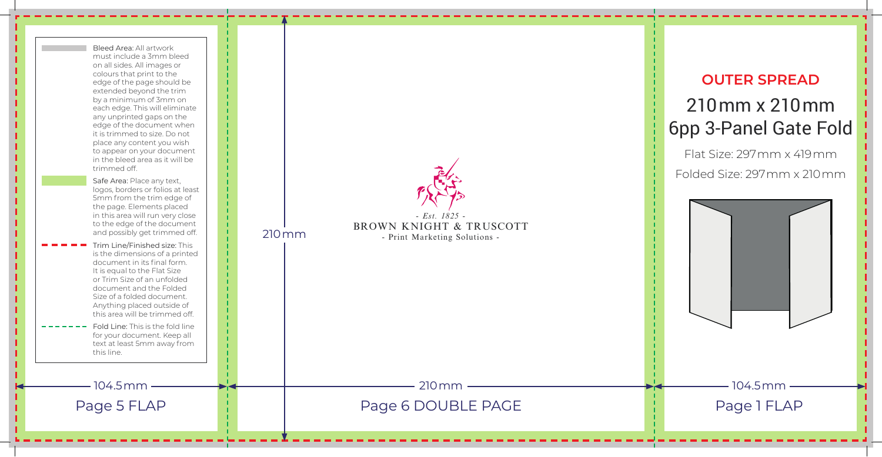Bleed Area: All artwork must include a 3mm bleed on all sides. All images or colours that print to the edge of the page should be extended beyond the trim by a minimum of 3mm on each edge. This will eliminate any unprinted gaps on the edge of the document when it is trimmed to size. Do not place any content you wish to appear on your document in the bleed area as it will be trimmed off.

Safe Area: Place any text, logos, borders or folios at least 5mm from the trim edge of the page. Elements placed in this area will run very close to the edge of the document and possibly get trimmed off.

Trim Line/Finished size: This is the dimensions of a printed document in its final form. It is equal to the Flat Size or Trim Size of an unfolded document and the Folded Size of a folded document. Anything placed outside of this area will be trimmed off.

Fold Line: This is the fold line for your document. Keep all text at least 5mm away from this line.

104.5mm

Page 5 FLAP

210mm

- Est. 1825 -
BROWN KNIGHT & TRUSCOTT
- Print Marketing Solutions -

210mm

Page 6 DOUBLE PAGE

## OUTER SPREAD

# 210mm x 210mm 6pp 3-Panel Gate Fold

Flat Size: 297mm x 419mm

Folded Size: 297mm x 210mm

104.5mm

Page 1 FLAP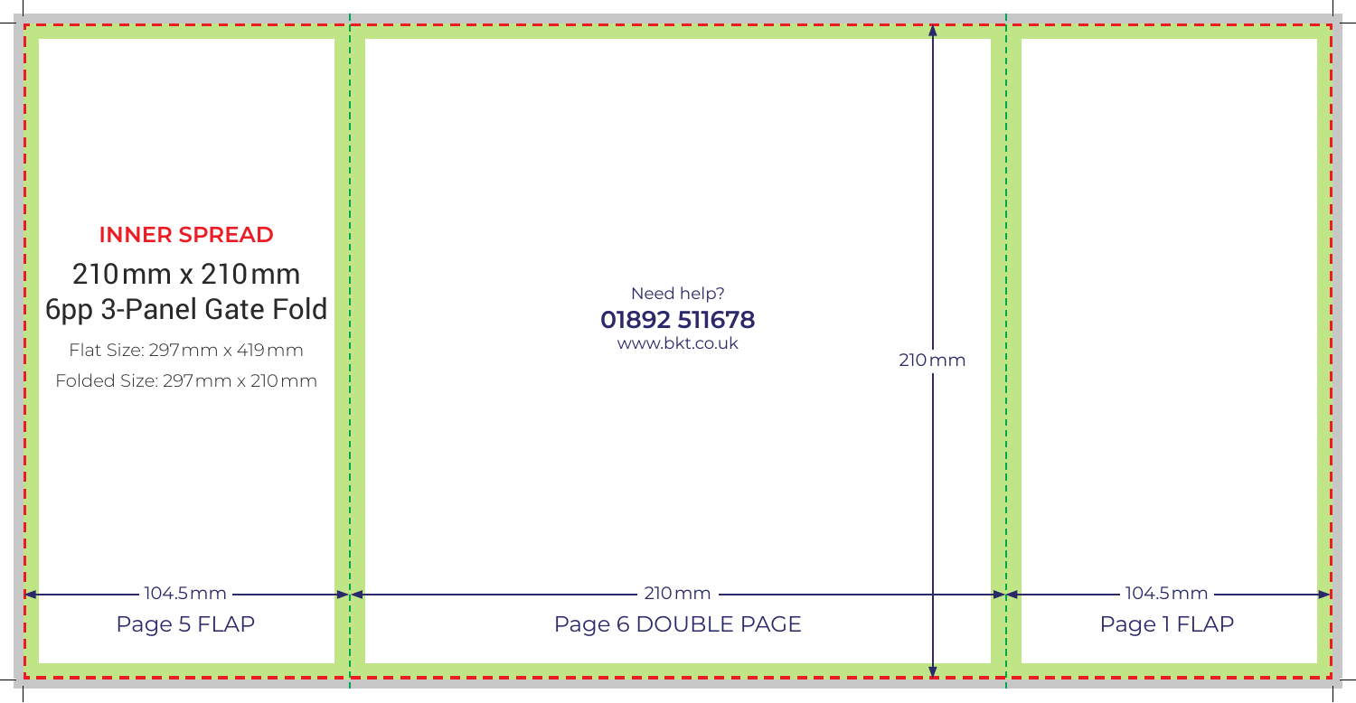**INNER SPREAD**

210mm x 210mm
6pp 3-Panel Gate Fold

Flat Size: 297mm x 419mm

Folded Size: 297mm x 210mm

104.5mm

Page 5 FLAP

Need help?

**01892 511678**

www.bkt.co.uk

210mm

210mm

Page 6 DOUBLE PAGE

104.5mm

Page 1 FLAP